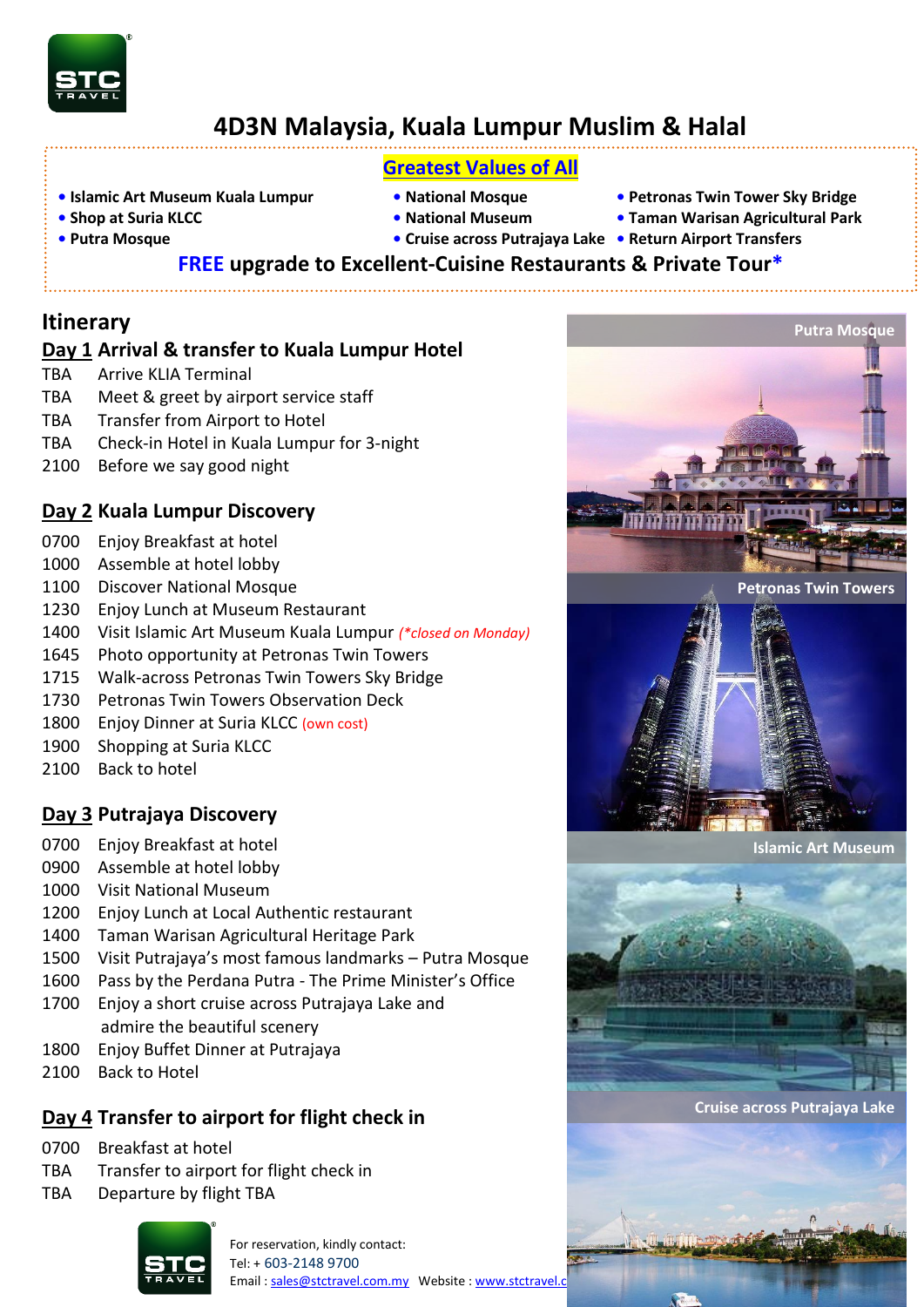# 4D3N Malaysia, Kuala Lumpur Muslim & Halal

## Greatest Values of All

- Islamic Art Museum Kuala Lumpur
- Shop at Suria KLCC
- Putra Mosque
- National Mosque
- National Museum
- Cruise across Putrajaya Lake
- Petronas Twin Tower Sky Bridge
- Taman Warisan Agricultural Park
- Return Airport Transfers

**FREE upgrade to Excellent-Cuisine Restaurants & Private Tour***

## Itinerary

### Day 1 Arrival & transfer to Kuala Lumpur Hotel

| | |
|---|---|
| TBA | Arrive KLIA Terminal |
| TBA | Meet & greet by airport service staff |
| TBA | Transfer from Airport to Hotel |
| TBA | Check-in Hotel in Kuala Lumpur for 3-night |
| 2100 | Before we say good night |

### Day 2 Kuala Lumpur Discovery

| | |
|---|---|
| 0700 | Enjoy Breakfast at hotel |
| 1000 | Assemble at hotel lobby |
| 1100 | Discover National Mosque |
| 1230 | Enjoy Lunch at Museum Restaurant |
| 1400 | Visit Islamic Art Museum Kuala Lumpur *(*closed on Monday)* |
| 1645 | Photo opportunity at Petronas Twin Towers |
| 1715 | Walk-across Petronas Twin Towers Sky Bridge |
| 1730 | Petronas Twin Towers Observation Deck |
| 1800 | Enjoy Dinner at Suria KLCC (own cost) |
| 1900 | Shopping at Suria KLCC |
| 2100 | Back to hotel |

### Day 3 Putrajaya Discovery

| | |
|---|---|
| 0700 | Enjoy Breakfast at hotel |
| 0900 | Assemble at hotel lobby |
| 1000 | Visit National Museum |
| 1200 | Enjoy Lunch at Local Authentic restaurant |
| 1400 | Taman Warisan Agricultural Heritage Park |
| 1500 | Visit Putrajaya's most famous landmarks – Putra Mosque |
| 1600 | Pass by the Perdana Putra - The Prime Minister's Office |
| 1700 | Enjoy a short cruise across Putrajaya Lake and admire the beautiful scenery |
| 1800 | Enjoy Buffet Dinner at Putrajaya |
| 2100 | Back to Hotel |

### Day 4 Transfer to airport for flight check in

| | |
|---|---|
| 0700 | Breakfast at hotel |
| TBA | Transfer to airport for flight check in |
| TBA | Departure by flight TBA |

Putra Mosque

Petronas Twin Towers

Islamic Art Museum

Cruise across Putrajaya Lake

For reservation, kindly contact:
Tel: + 603-2148 9700
Email : sales@stctravel.com.my Website : www.stctravel.c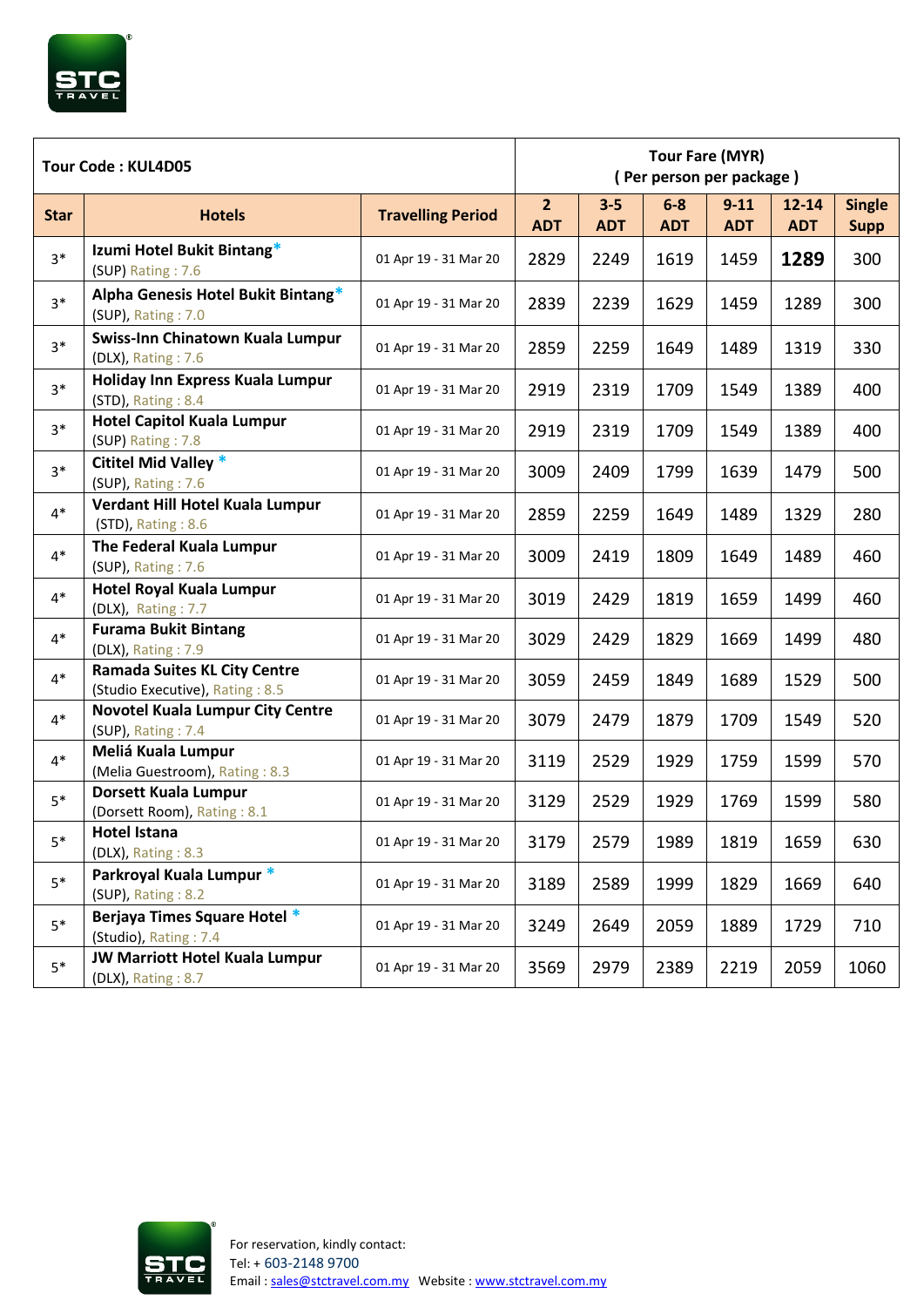| Tour Code : KUL4D05 | | | Tour Fare (MYR) ( Per person per package ) | | | | | |
|---|---|---|---|---|---|---|---|---|
| **Star** | **Hotels** | **Travelling Period** | **2 ADT** | **3-5 ADT** | **6-8 ADT** | **9-11 ADT** | **12-14 ADT** | **Single Supp** |
| 3* | **Izumi Hotel Bukit Bintang*** (SUP) Rating : 7.6 | 01 Apr 19 - 31 Mar 20 | 2829 | 2249 | 1619 | 1459 | **1289** | 300 |
| 3* | **Alpha Genesis Hotel Bukit Bintang*** (SUP), Rating : 7.0 | 01 Apr 19 - 31 Mar 20 | 2839 | 2239 | 1629 | 1459 | 1289 | 300 |
| 3* | **Swiss-Inn Chinatown Kuala Lumpur** (DLX), Rating : 7.6 | 01 Apr 19 - 31 Mar 20 | 2859 | 2259 | 1649 | 1489 | 1319 | 330 |
| 3* | **Holiday Inn Express Kuala Lumpur** (STD), Rating : 8.4 | 01 Apr 19 - 31 Mar 20 | 2919 | 2319 | 1709 | 1549 | 1389 | 400 |
| 3* | **Hotel Capitol Kuala Lumpur** (SUP) Rating : 7.8 | 01 Apr 19 - 31 Mar 20 | 2919 | 2319 | 1709 | 1549 | 1389 | 400 |
| 3* | **Cititel Mid Valley *** (SUP), Rating : 7.6 | 01 Apr 19 - 31 Mar 20 | 3009 | 2409 | 1799 | 1639 | 1479 | 500 |
| 4* | **Verdant Hill Hotel Kuala Lumpur** (STD), Rating : 8.6 | 01 Apr 19 - 31 Mar 20 | 2859 | 2259 | 1649 | 1489 | 1329 | 280 |
| 4* | **The Federal Kuala Lumpur** (SUP), Rating : 7.6 | 01 Apr 19 - 31 Mar 20 | 3009 | 2419 | 1809 | 1649 | 1489 | 460 |
| 4* | **Hotel Royal Kuala Lumpur** (DLX), Rating : 7.7 | 01 Apr 19 - 31 Mar 20 | 3019 | 2429 | 1819 | 1659 | 1499 | 460 |
| 4* | **Furama Bukit Bintang** (DLX), Rating : 7.9 | 01 Apr 19 - 31 Mar 20 | 3029 | 2429 | 1829 | 1669 | 1499 | 480 |
| 4* | **Ramada Suites KL City Centre** (Studio Executive), Rating : 8.5 | 01 Apr 19 - 31 Mar 20 | 3059 | 2459 | 1849 | 1689 | 1529 | 500 |
| 4* | **Novotel Kuala Lumpur City Centre** (SUP), Rating : 7.4 | 01 Apr 19 - 31 Mar 20 | 3079 | 2479 | 1879 | 1709 | 1549 | 520 |
| 4* | **Meliá Kuala Lumpur** (Melia Guestroom), Rating : 8.3 | 01 Apr 19 - 31 Mar 20 | 3119 | 2529 | 1929 | 1759 | 1599 | 570 |
| 5* | **Dorsett Kuala Lumpur** (Dorsett Room), Rating : 8.1 | 01 Apr 19 - 31 Mar 20 | 3129 | 2529 | 1929 | 1769 | 1599 | 580 |
| 5* | **Hotel Istana** (DLX), Rating : 8.3 | 01 Apr 19 - 31 Mar 20 | 3179 | 2579 | 1989 | 1819 | 1659 | 630 |
| 5* | **Parkroyal Kuala Lumpur *** (SUP), Rating : 8.2 | 01 Apr 19 - 31 Mar 20 | 3189 | 2589 | 1999 | 1829 | 1669 | 640 |
| 5* | **Berjaya Times Square Hotel *** (Studio), Rating : 7.4 | 01 Apr 19 - 31 Mar 20 | 3249 | 2649 | 2059 | 1889 | 1729 | 710 |
| 5* | **JW Marriott Hotel Kuala Lumpur** (DLX), Rating : 8.7 | 01 Apr 19 - 31 Mar 20 | 3569 | 2979 | 2389 | 2219 | 2059 | 1060 |

For reservation, kindly contact:
Tel: + 603-2148 9700
Email : sales@stctravel.com.my   Website : www.stctravel.com.my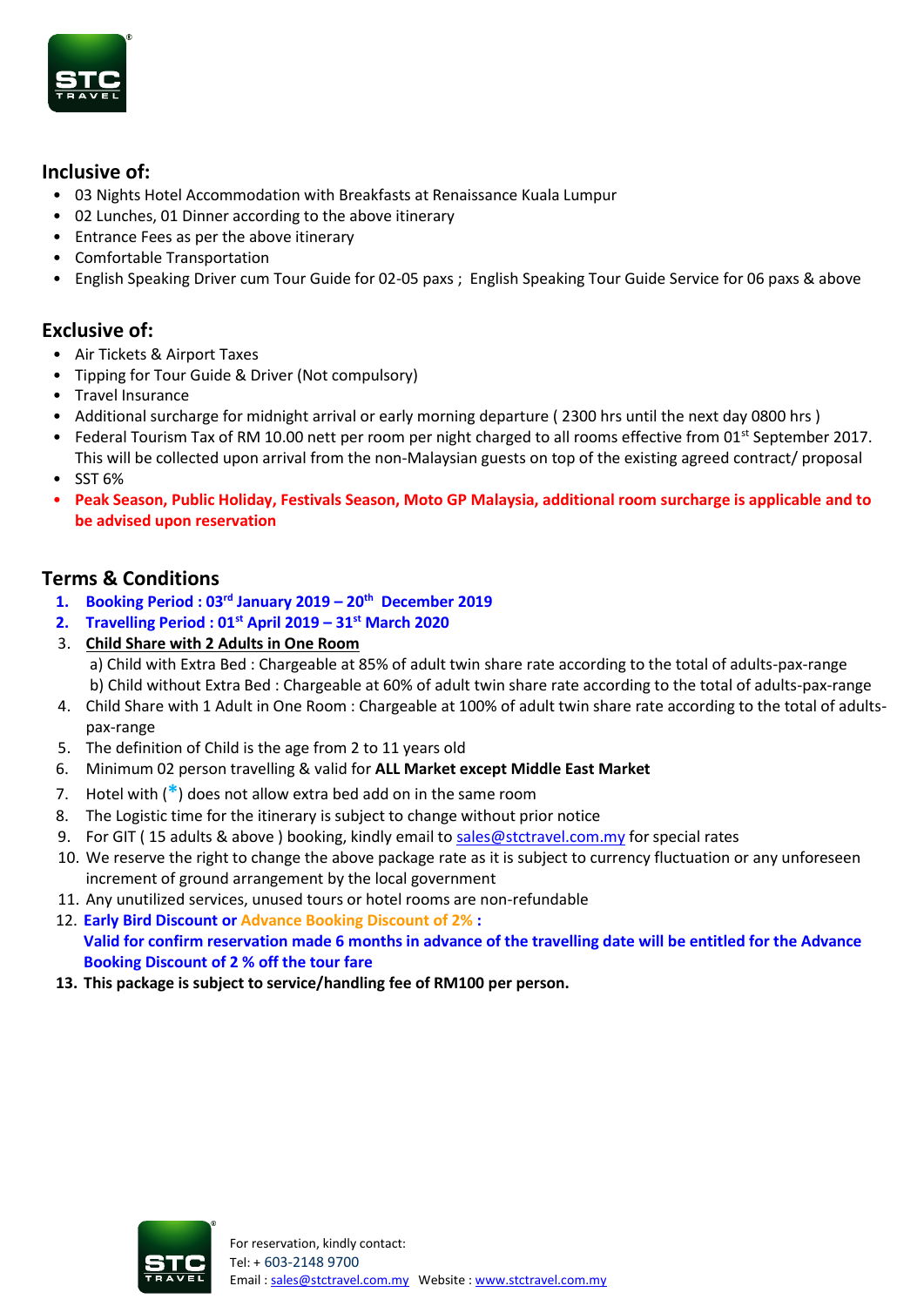## Inclusive of:

- 03 Nights Hotel Accommodation with Breakfasts at Renaissance Kuala Lumpur
- 02 Lunches, 01 Dinner according to the above itinerary
- Entrance Fees as per the above itinerary
- Comfortable Transportation
- English Speaking Driver cum Tour Guide for 02-05 paxs ; English Speaking Tour Guide Service for 06 paxs & above

## Exclusive of:

- Air Tickets & Airport Taxes
- Tipping for Tour Guide & Driver (Not compulsory)
- Travel Insurance
- Additional surcharge for midnight arrival or early morning departure ( 2300 hrs until the next day 0800 hrs )
- Federal Tourism Tax of RM 10.00 nett per room per night charged to all rooms effective from 01st September 2017. This will be collected upon arrival from the non-Malaysian guests on top of the existing agreed contract/ proposal
- SST 6%
- **Peak Season, Public Holiday, Festivals Season, Moto GP Malaysia, additional room surcharge is applicable and to be advised upon reservation**

## Terms & Conditions

1. **Booking Period : 03rd January 2019 – 20th December 2019**
2. **Travelling Period : 01st April 2019 – 31st March 2020**
3. **Child Share with 2 Adults in One Room**
   a) Child with Extra Bed : Chargeable at 85% of adult twin share rate according to the total of adults-pax-range
   b) Child without Extra Bed : Chargeable at 60% of adult twin share rate according to the total of adults-pax-range
4. Child Share with 1 Adult in One Room : Chargeable at 100% of adult twin share rate according to the total of adults-pax-range
5. The definition of Child is the age from 2 to 11 years old
6. Minimum 02 person travelling & valid for **ALL Market except Middle East Market**
7. Hotel with (*) does not allow extra bed add on in the same room
8. The Logistic time for the itinerary is subject to change without prior notice
9. For GIT ( 15 adults & above ) booking, kindly email to sales@stctravel.com.my for special rates
10. We reserve the right to change the above package rate as it is subject to currency fluctuation or any unforeseen increment of ground arrangement by the local government
11. Any unutilized services, unused tours or hotel rooms are non-refundable
12. **Early Bird Discount or Advance Booking Discount of 2% :**
    **Valid for confirm reservation made 6 months in advance of the travelling date will be entitled for the Advance Booking Discount of 2 % off the tour fare**
13. **This package is subject to service/handling fee of RM100 per person.**

For reservation, kindly contact:
Tel: + 603-2148 9700
Email : sales@stctravel.com.my Website : www.stctravel.com.my